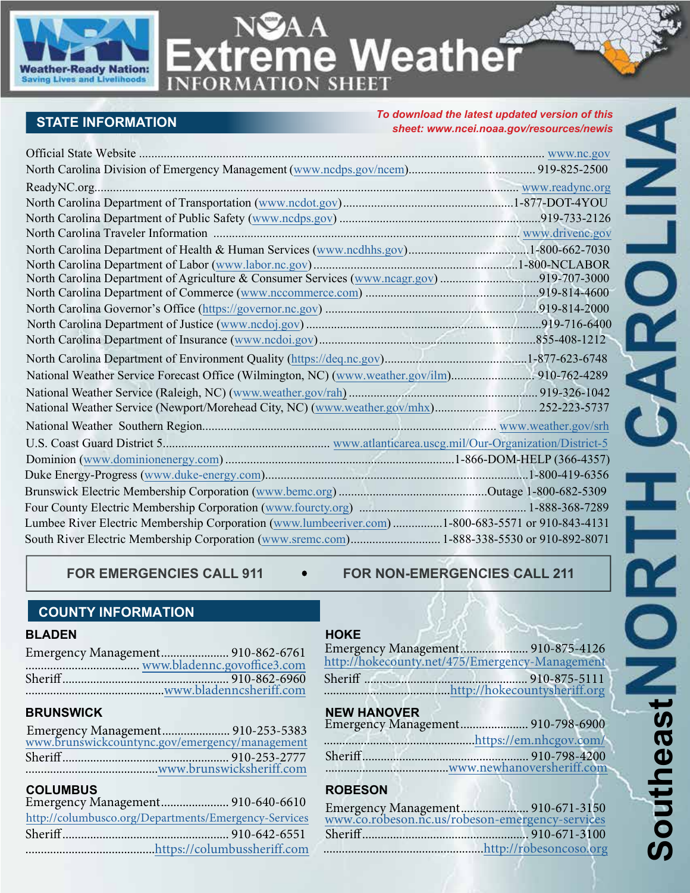# NOAA Extreme Weather INFORMATION SHEET

Weather-Ready Nation: Saving Lives and Livelihoods

# NORTH CAROLINA Southeast

## STATE INFORMATION

*To download the latest updated version of this sheet: www.ncei.noaa.gov/resources/newis*

| Agency | Contact |
|---|---|
| Official State Website | www.nc.gov |
| North Carolina Division of Emergency Management (www.ncdps.gov/ncem) | 919-825-2500 |
| ReadyNC.org | www.readync.org |
| North Carolina Department of Transportation (www.ncdot.gov) | 1-877-DOT-4YOU |
| North Carolina Department of Public Safety (www.ncdps.gov) | 919-733-2126 |
| North Carolina Traveler Information | www.drivenc.gov |
| North Carolina Department of Health & Human Services (www.ncdhhs.gov) | 1-800-662-7030 |
| North Carolina Department of Labor (www.labor.nc.gov) | 1-800-NCLABOR |
| North Carolina Department of Agriculture & Consumer Services (www.ncagr.gov) | 919-707-3000 |
| North Carolina Department of Commerce (www.nccommerce.com) | 919-814-4600 |
| North Carolina Governor's Office (https://governor.nc.gov) | 919-814-2000 |
| North Carolina Department of Justice (www.ncdoj.gov) | 919-716-6400 |
| North Carolina Department of Insurance (www.ncdoi.gov) | 855-408-1212 |
| North Carolina Department of Environment Quality (https://deq.nc.gov) | 1-877-623-6748 |
| National Weather Service Forecast Office (Wilmington, NC) (www.weather.gov/ilm) | 910-762-4289 |
| National Weather Service (Raleigh, NC) (www.weather.gov/rah) | 919-326-1042 |
| National Weather Service (Newport/Morehead City, NC) (www.weather.gov/mhx) | 252-223-5737 |
| National Weather Southern Region | www.weather.gov/srh |
| U.S. Coast Guard District 5 | www.atlanticarea.uscg.mil/Our-Organization/District-5 |
| Dominion (www.dominionenergy.com) | 1-866-DOM-HELP (366-4357) |
| Duke Energy-Progress (www.duke-energy.com) | 1-800-419-6356 |
| Brunswick Electric Membership Corporation (www.bemc.org) | Outage 1-800-682-5309 |
| Four County Electric Membership Corporation (www.fourcty.org) | 1-888-368-7289 |
| Lumbee River Electric Membership Corporation (www.lumbeeriver.com) | 1-800-683-5571 or 910-843-4131 |
| South River Electric Membership Corporation (www.sremc.com) | 1-888-338-5530 or 910-892-8071 |

**FOR EMERGENCIES CALL 911 • FOR NON-EMERGENCIES CALL 211**

## COUNTY INFORMATION

### BLADEN
Emergency Management .......... 910-862-6761
www.bladennc.govoffice3.com
Sheriff .......... 910-862-6960
www.bladenncsheriff.com

### BRUNSWICK
Emergency Management .......... 910-253-5383
www.brunswickcountync.gov/emergency/management
Sheriff .......... 910-253-2777
www.brunswicksheriff.com

### COLUMBUS
Emergency Management .......... 910-640-6610
http://columbusco.org/Departments/Emergency-Services
Sheriff .......... 910-642-6551
https://columbussheriff.com

### HOKE
Emergency Management .......... 910-875-4126
http://hokecounty.net/475/Emergency-Management
Sheriff .......... 910-875-5111
http://hokecountysheriff.org

### NEW HANOVER
Emergency Management .......... 910-798-6900
https://em.nhcgov.com/
Sheriff .......... 910-798-4200
www.newhanoversheriff.com

### ROBESON
Emergency Management .......... 910-671-3150
www.co.robeson.nc.us/robeson-emergency-services
Sheriff .......... 910-671-3100
http://robesoncoso.org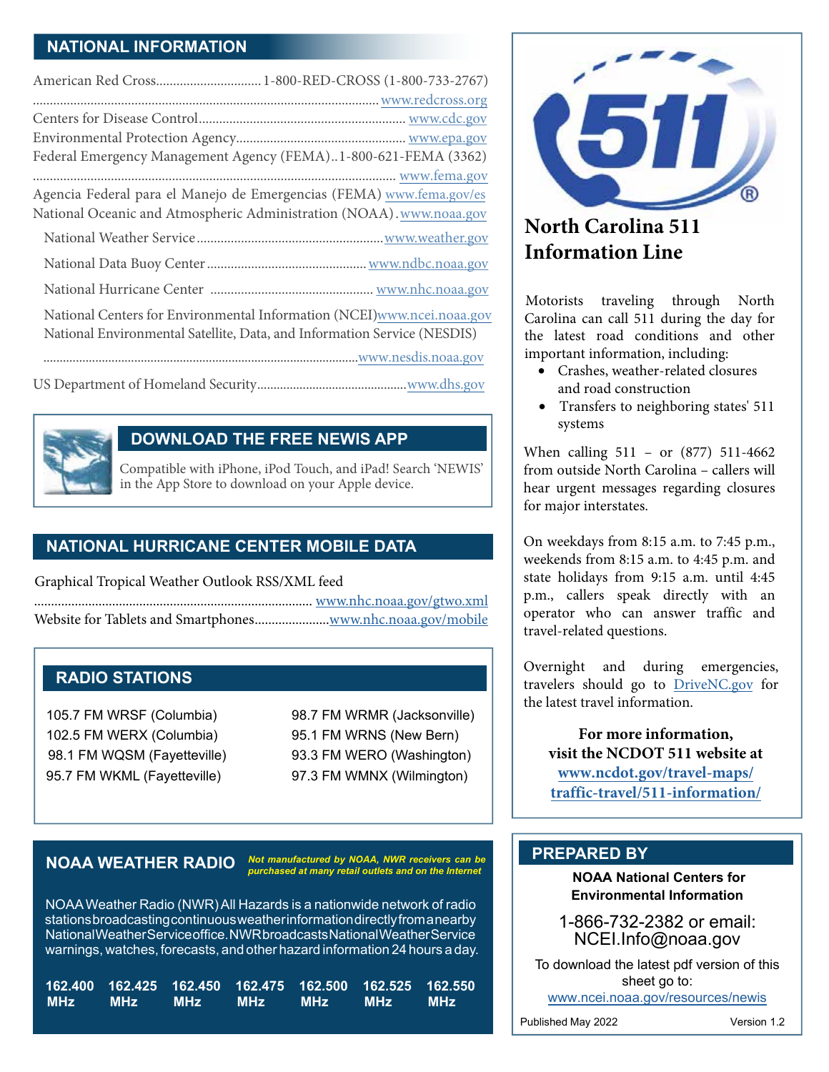## NATIONAL INFORMATION

American Red Cross............................... 1-800-RED-CROSS (1-800-733-2767)
...................................................................................................... www.redcross.org
Centers for Disease Control............................................................ www.cdc.gov
Environmental Protection Agency.................................................. www.epa.gov
Federal Emergency Management Agency (FEMA)..1-800-621-FEMA (3362)
.......................................................................................................... www.fema.gov
Agencia Federal para el Manejo de Emergencias (FEMA) www.fema.gov/es
National Oceanic and Atmospheric Administration (NOAA) . www.noaa.gov

- National Weather Service ....................................................... www.weather.gov
- National Data Buoy Center ............................................... www.ndbc.noaa.gov
- National Hurricane Center ............................................... www.nhc.noaa.gov
- National Centers for Environmental Information (NCEI) www.ncei.noaa.gov
- National Environmental Satellite, Data, and Information Service (NESDIS) ................................................................................................ www.nesdis.noaa.gov

US Department of Homeland Security............................................. www.dhs.gov

## DOWNLOAD THE FREE NEWIS APP

Compatible with iPhone, iPod Touch, and iPad! Search 'NEWIS' in the App Store to download on your Apple device.

## NATIONAL HURRICANE CENTER MOBILE DATA

Graphical Tropical Weather Outlook RSS/XML feed
................................................................................. www.nhc.noaa.gov/gtwo.xml
Website for Tablets and Smartphones..................... www.nhc.noaa.gov/mobile

## RADIO STATIONS

| | |
|---|---|
| 105.7 FM WRSF (Columbia) | 98.7 FM WRMR (Jacksonville) |
| 102.5 FM WERX (Columbia) | 95.1 FM WRNS (New Bern) |
| 98.1 FM WQSM (Fayetteville) | 93.3 FM WERO (Washington) |
| 95.7 FM WKML (Fayetteville) | 97.3 FM WMNX (Wilmington) |

## NOAA WEATHER RADIO

*Not manufactured by NOAA, NWR receivers can be purchased at many retail outlets and on the Internet*

NOAA Weather Radio (NWR) All Hazards is a nationwide network of radio stations broadcasting continuous weather information directly from a nearby National Weather Service office. NWR broadcasts National Weather Service warnings, watches, forecasts, and other hazard information 24 hours a day.

**162.400 MHz** **162.425 MHz** **162.450 MHz** **162.475 MHz** **162.500 MHz** **162.525 MHz** **162.550 MHz**

## North Carolina 511 Information Line

Motorists traveling through North Carolina can call 511 during the day for the latest road conditions and other important information, including:

- Crashes, weather-related closures and road construction
- Transfers to neighboring states' 511 systems

When calling 511 – or (877) 511-4662 from outside North Carolina – callers will hear urgent messages regarding closures for major interstates.

On weekdays from 8:15 a.m. to 7:45 p.m., weekends from 8:15 a.m. to 4:45 p.m. and state holidays from 9:15 a.m. until 4:45 p.m., callers speak directly with an operator who can answer traffic and travel-related questions.

Overnight and during emergencies, travelers should go to DriveNC.gov for the latest travel information.

**For more information, visit the NCDOT 511 website at www.ncdot.gov/travel-maps/traffic-travel/511-information/**

## PREPARED BY

**NOAA National Centers for Environmental Information**

1-866-732-2382 or email: NCEI.Info@noaa.gov

To download the latest pdf version of this sheet go to: www.ncei.noaa.gov/resources/newis

Published May 2022 Version 1.2